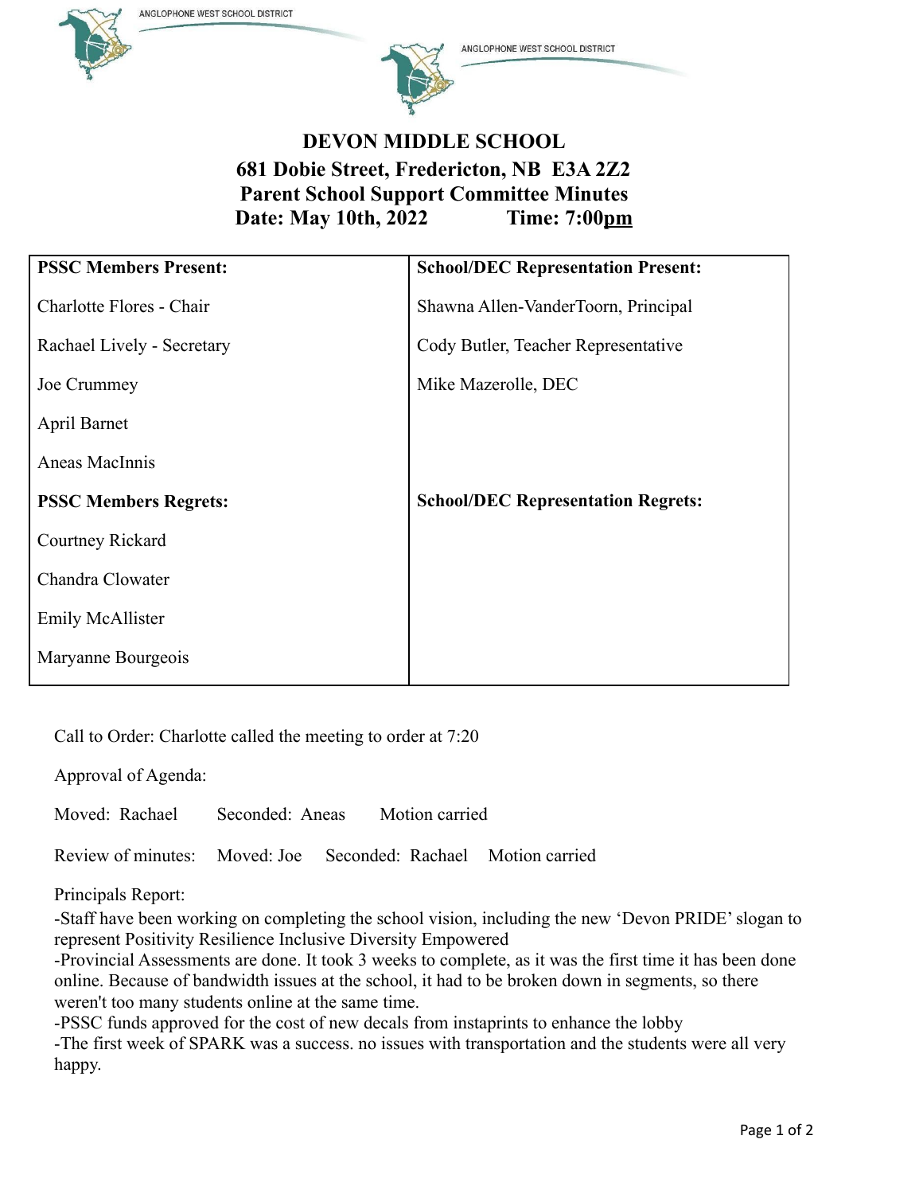# DEVON MIDDLE SCHOOL

## 681 Dobie Street, Fredericton, NB E3A 2Z2

## Parent School Support Committee Minutes

**Date: May 10th, 2022 Time: 7:00pm**

| PSSC Members Present: | School/DEC Representation Present: |
|---|---|
| Charlotte Flores - Chair | Shawna Allen-VanderToorn, Principal |
| Rachael Lively - Secretary | Cody Butler, Teacher Representative |
| Joe Crummey | Mike Mazerolle, DEC |
| April Barnet | |
| Aneas MacInnis | |
| **PSSC Members Regrets:** | **School/DEC Representation Regrets:** |
| Courtney Rickard | |
| Chandra Clowater | |
| Emily McAllister | |
| Maryanne Bourgeois | |

Call to Order: Charlotte called the meeting to order at 7:20

Approval of Agenda:

Moved: Rachael Seconded: Aneas Motion carried

Review of minutes: Moved: Joe Seconded: Rachael Motion carried

Principals Report:

-Staff have been working on completing the school vision, including the new 'Devon PRIDE' slogan to represent Positivity Resilience Inclusive Diversity Empowered

-Provincial Assessments are done. It took 3 weeks to complete, as it was the first time it has been done online. Because of bandwidth issues at the school, it had to be broken down in segments, so there weren't too many students online at the same time.

-PSSC funds approved for the cost of new decals from instaprints to enhance the lobby

-The first week of SPARK was a success. no issues with transportation and the students were all very happy.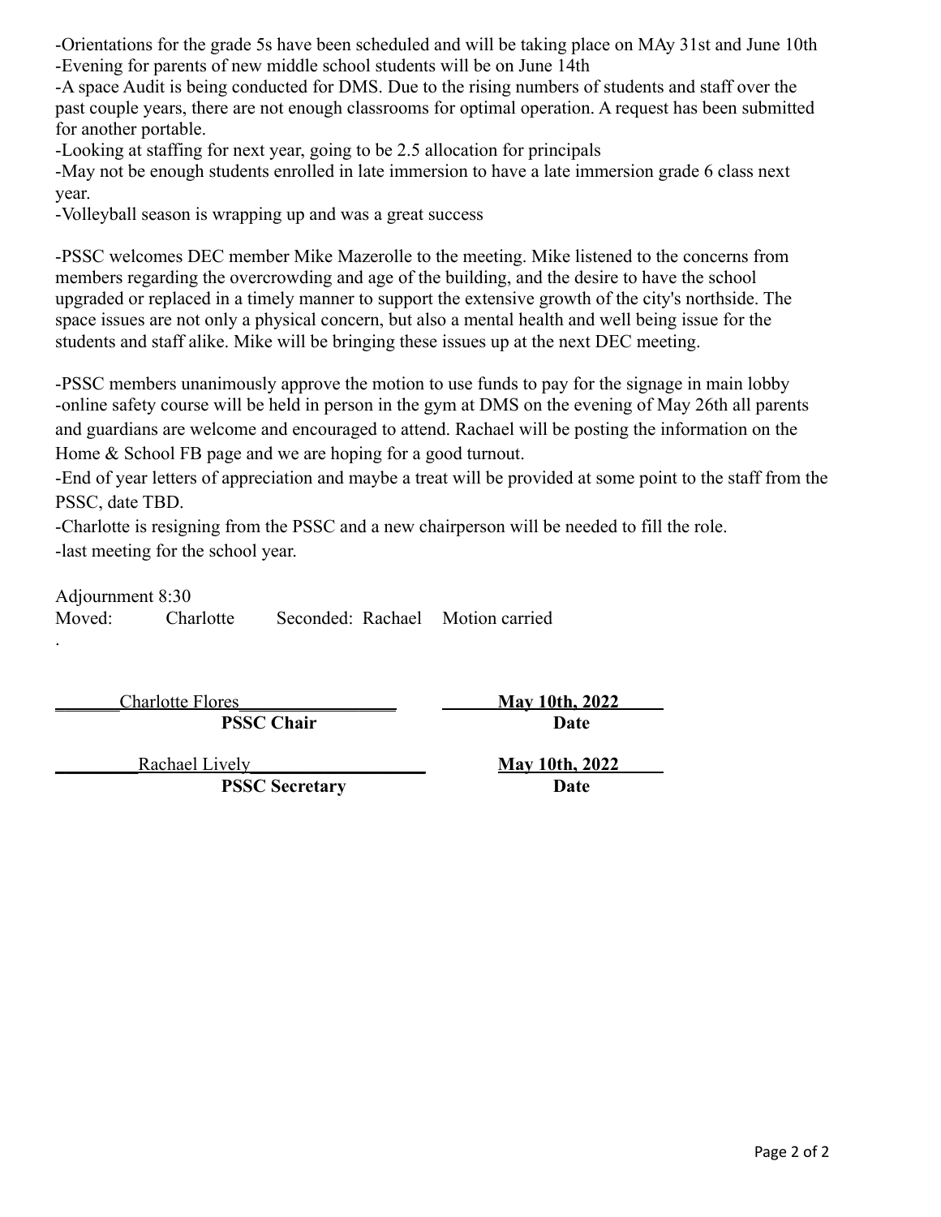-Orientations for the grade 5s have been scheduled and will be taking place on MAy 31st and June 10th
-Evening for parents of new middle school students will be on June 14th
-A space Audit is being conducted for DMS. Due to the rising numbers of students and staff over the past couple years, there are not enough classrooms for optimal operation. A request has been submitted for another portable.
-Looking at staffing for next year, going to be 2.5 allocation for principals
-May not be enough students enrolled in late immersion to have a late immersion grade 6 class next year.
-Volleyball season is wrapping up and was a great success

-PSSC welcomes DEC member Mike Mazerolle to the meeting. Mike listened to the concerns from members regarding the overcrowding and age of the building, and the desire to have the school upgraded or replaced in a timely manner to support the extensive growth of the city's northside. The space issues are not only a physical concern, but also a mental health and well being issue for the students and staff alike. Mike will be bringing these issues up at the next DEC meeting.

-PSSC members unanimously approve the motion to use funds to pay for the signage in main lobby
-online safety course will be held in person in the gym at DMS on the evening of May 26th all parents and guardians are welcome and encouraged to attend. Rachael will be posting the information on the Home & School FB page and we are hoping for a good turnout.
-End of year letters of appreciation and maybe a treat will be provided at some point to the staff from the PSSC, date TBD.
-Charlotte is resigning from the PSSC and a new chairperson will be needed to fill the role.
-last meeting for the school year.

Adjournment 8:30
Moved: Charlotte Seconded: Rachael Motion carried

.

Charlotte Flores — **PSSC Chair** — **May 10th, 2022** (**Date**)

Rachael Lively — **PSSC Secretary** — **May 10th, 2022** (**Date**)